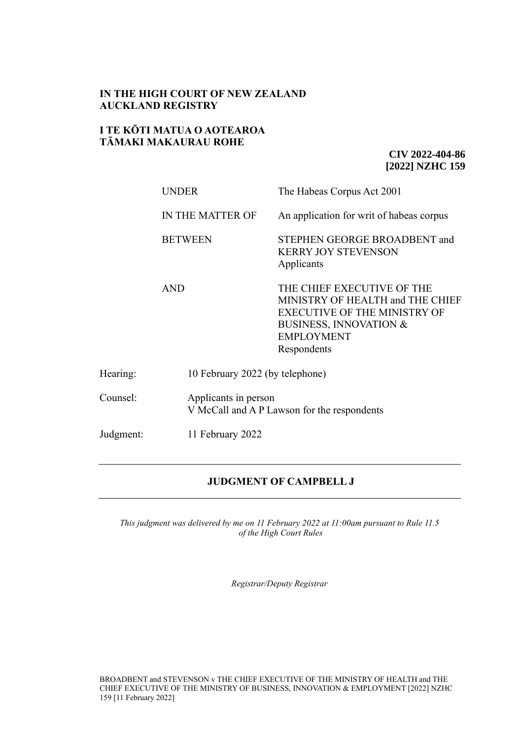**IN THE HIGH COURT OF NEW ZEALAND**
**AUCKLAND REGISTRY**

**I TE KŌTI MATUA O AOTEAROA**
**TĀMAKI MAKAURAU ROHE**

**CIV 2022-404-86**
**[2022] NZHC 159**

| | |
|---|---|
| UNDER | The Habeas Corpus Act 2001 |
| IN THE MATTER OF | An application for writ of habeas corpus |
| BETWEEN | STEPHEN GEORGE BROADBENT and KERRY JOY STEVENSON<br>Applicants |
| AND | THE CHIEF EXECUTIVE OF THE MINISTRY OF HEALTH and THE CHIEF EXECUTIVE OF THE MINISTRY OF BUSINESS, INNOVATION & EMPLOYMENT<br>Respondents |

| | |
|---|---|
| Hearing: | 10 February 2022 (by telephone) |
| Counsel: | Applicants in person<br>V McCall and A P Lawson for the respondents |
| Judgment: | 11 February 2022 |

---

**JUDGMENT OF CAMPBELL J**

---

*This judgment was delivered by me on 11 February 2022 at 11:00am pursuant to Rule 11.5 of the High Court Rules*

*Registrar/Deputy Registrar*

BROADBENT and STEVENSON v THE CHIEF EXECUTIVE OF THE MINISTRY OF HEALTH and THE CHIEF EXECUTIVE OF THE MINISTRY OF BUSINESS, INNOVATION & EMPLOYMENT [2022] NZHC 159 [11 February 2022]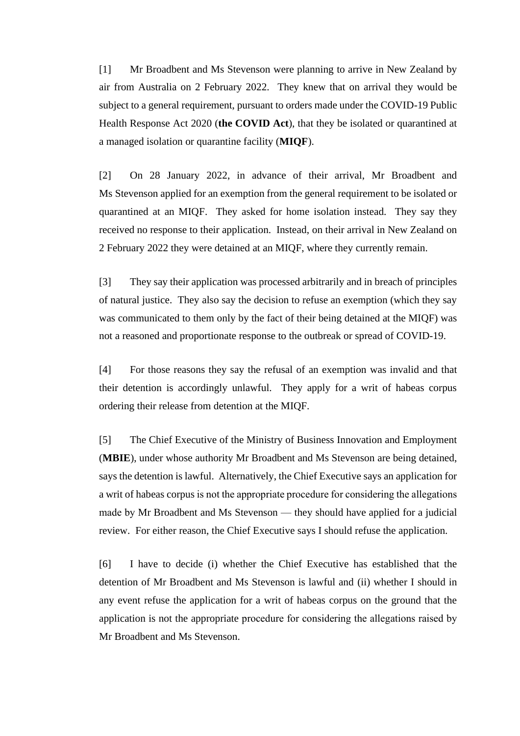[1] Mr Broadbent and Ms Stevenson were planning to arrive in New Zealand by air from Australia on 2 February 2022. They knew that on arrival they would be subject to a general requirement, pursuant to orders made under the COVID-19 Public Health Response Act 2020 (**the COVID Act**), that they be isolated or quarantined at a managed isolation or quarantine facility (**MIQF**).

[2] On 28 January 2022, in advance of their arrival, Mr Broadbent and Ms Stevenson applied for an exemption from the general requirement to be isolated or quarantined at an MIQF. They asked for home isolation instead. They say they received no response to their application. Instead, on their arrival in New Zealand on 2 February 2022 they were detained at an MIQF, where they currently remain.

[3] They say their application was processed arbitrarily and in breach of principles of natural justice. They also say the decision to refuse an exemption (which they say was communicated to them only by the fact of their being detained at the MIQF) was not a reasoned and proportionate response to the outbreak or spread of COVID-19.

[4] For those reasons they say the refusal of an exemption was invalid and that their detention is accordingly unlawful. They apply for a writ of habeas corpus ordering their release from detention at the MIQF.

[5] The Chief Executive of the Ministry of Business Innovation and Employment (**MBIE**), under whose authority Mr Broadbent and Ms Stevenson are being detained, says the detention is lawful. Alternatively, the Chief Executive says an application for a writ of habeas corpus is not the appropriate procedure for considering the allegations made by Mr Broadbent and Ms Stevenson — they should have applied for a judicial review. For either reason, the Chief Executive says I should refuse the application.

[6] I have to decide (i) whether the Chief Executive has established that the detention of Mr Broadbent and Ms Stevenson is lawful and (ii) whether I should in any event refuse the application for a writ of habeas corpus on the ground that the application is not the appropriate procedure for considering the allegations raised by Mr Broadbent and Ms Stevenson.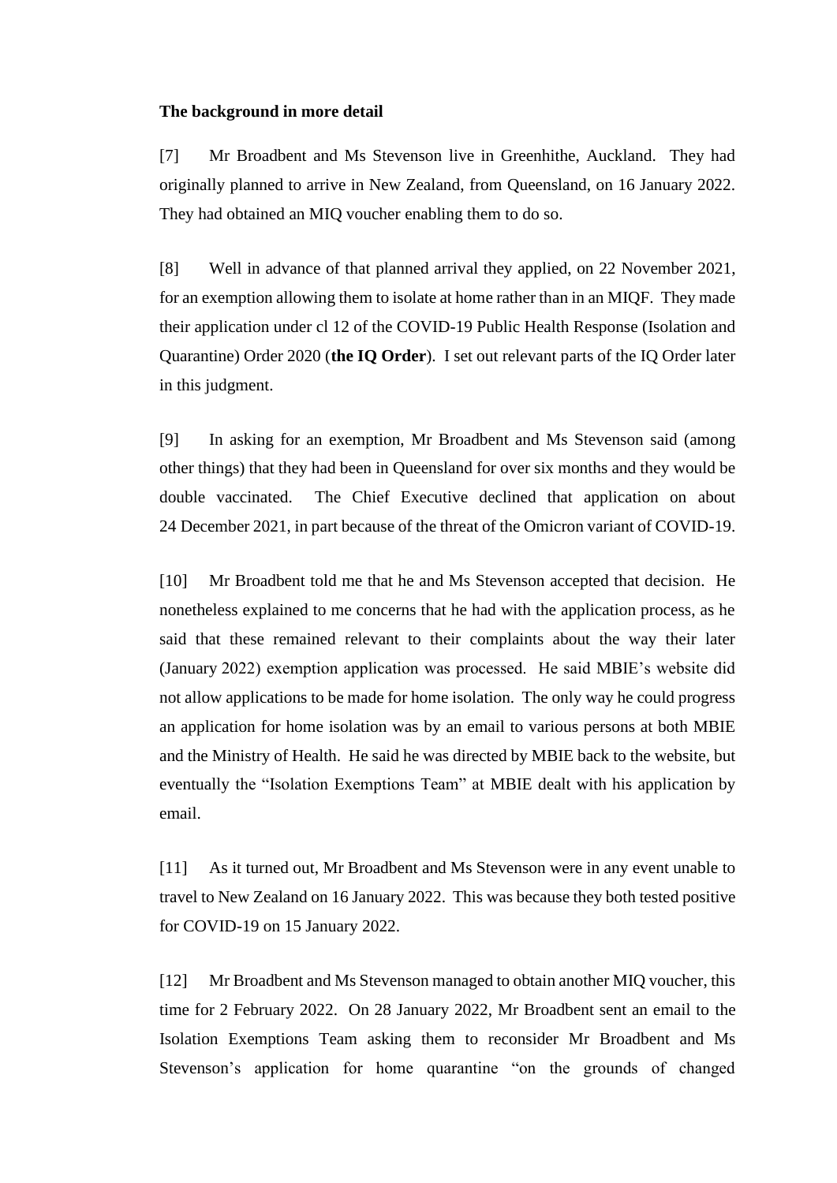**The background in more detail**

[7] Mr Broadbent and Ms Stevenson live in Greenhithe, Auckland. They had originally planned to arrive in New Zealand, from Queensland, on 16 January 2022. They had obtained an MIQ voucher enabling them to do so.

[8] Well in advance of that planned arrival they applied, on 22 November 2021, for an exemption allowing them to isolate at home rather than in an MIQF. They made their application under cl 12 of the COVID-19 Public Health Response (Isolation and Quarantine) Order 2020 (**the IQ Order**). I set out relevant parts of the IQ Order later in this judgment.

[9] In asking for an exemption, Mr Broadbent and Ms Stevenson said (among other things) that they had been in Queensland for over six months and they would be double vaccinated. The Chief Executive declined that application on about 24 December 2021, in part because of the threat of the Omicron variant of COVID-19.

[10] Mr Broadbent told me that he and Ms Stevenson accepted that decision. He nonetheless explained to me concerns that he had with the application process, as he said that these remained relevant to their complaints about the way their later (January 2022) exemption application was processed. He said MBIE's website did not allow applications to be made for home isolation. The only way he could progress an application for home isolation was by an email to various persons at both MBIE and the Ministry of Health. He said he was directed by MBIE back to the website, but eventually the "Isolation Exemptions Team" at MBIE dealt with his application by email.

[11] As it turned out, Mr Broadbent and Ms Stevenson were in any event unable to travel to New Zealand on 16 January 2022. This was because they both tested positive for COVID-19 on 15 January 2022.

[12] Mr Broadbent and Ms Stevenson managed to obtain another MIQ voucher, this time for 2 February 2022. On 28 January 2022, Mr Broadbent sent an email to the Isolation Exemptions Team asking them to reconsider Mr Broadbent and Ms Stevenson's application for home quarantine "on the grounds of changed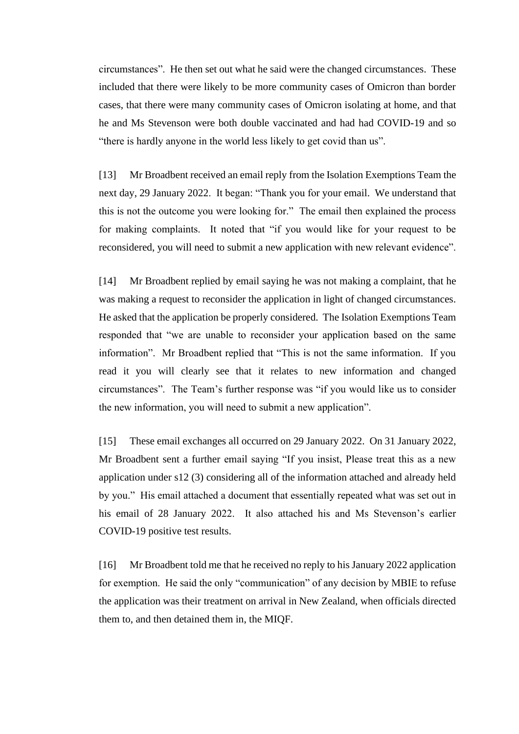circumstances". He then set out what he said were the changed circumstances. These included that there were likely to be more community cases of Omicron than border cases, that there were many community cases of Omicron isolating at home, and that he and Ms Stevenson were both double vaccinated and had had COVID-19 and so "there is hardly anyone in the world less likely to get covid than us".

[13] Mr Broadbent received an email reply from the Isolation Exemptions Team the next day, 29 January 2022. It began: "Thank you for your email. We understand that this is not the outcome you were looking for." The email then explained the process for making complaints. It noted that "if you would like for your request to be reconsidered, you will need to submit a new application with new relevant evidence".

[14] Mr Broadbent replied by email saying he was not making a complaint, that he was making a request to reconsider the application in light of changed circumstances. He asked that the application be properly considered. The Isolation Exemptions Team responded that "we are unable to reconsider your application based on the same information". Mr Broadbent replied that "This is not the same information. If you read it you will clearly see that it relates to new information and changed circumstances". The Team's further response was "if you would like us to consider the new information, you will need to submit a new application".

[15] These email exchanges all occurred on 29 January 2022. On 31 January 2022, Mr Broadbent sent a further email saying "If you insist, Please treat this as a new application under s12 (3) considering all of the information attached and already held by you." His email attached a document that essentially repeated what was set out in his email of 28 January 2022. It also attached his and Ms Stevenson's earlier COVID-19 positive test results.

[16] Mr Broadbent told me that he received no reply to his January 2022 application for exemption. He said the only "communication" of any decision by MBIE to refuse the application was their treatment on arrival in New Zealand, when officials directed them to, and then detained them in, the MIQF.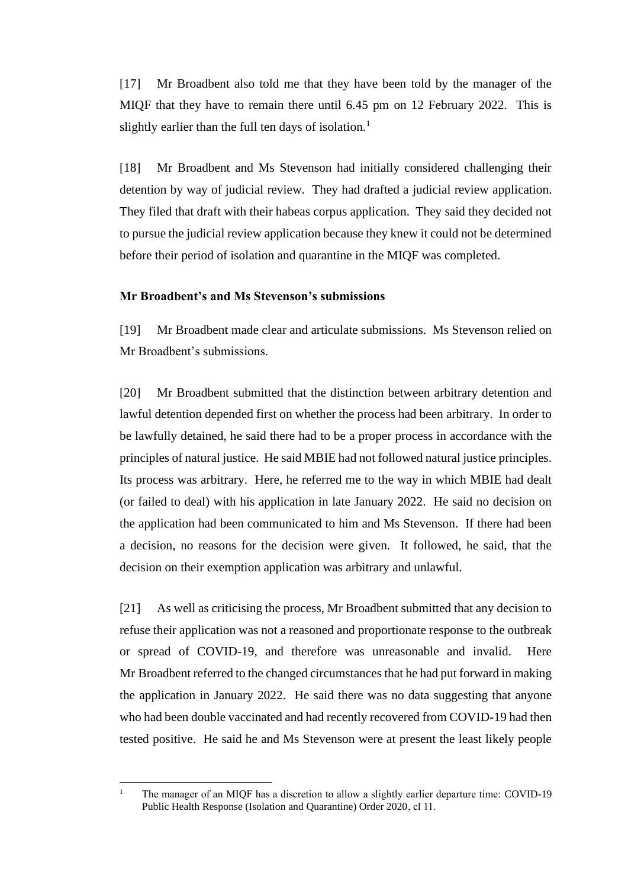[17] Mr Broadbent also told me that they have been told by the manager of the MIQF that they have to remain there until 6.45 pm on 12 February 2022. This is slightly earlier than the full ten days of isolation.[1]

[18] Mr Broadbent and Ms Stevenson had initially considered challenging their detention by way of judicial review. They had drafted a judicial review application. They filed that draft with their habeas corpus application. They said they decided not to pursue the judicial review application because they knew it could not be determined before their period of isolation and quarantine in the MIQF was completed.

**Mr Broadbent's and Ms Stevenson's submissions**

[19] Mr Broadbent made clear and articulate submissions. Ms Stevenson relied on Mr Broadbent's submissions.

[20] Mr Broadbent submitted that the distinction between arbitrary detention and lawful detention depended first on whether the process had been arbitrary. In order to be lawfully detained, he said there had to be a proper process in accordance with the principles of natural justice. He said MBIE had not followed natural justice principles. Its process was arbitrary. Here, he referred me to the way in which MBIE had dealt (or failed to deal) with his application in late January 2022. He said no decision on the application had been communicated to him and Ms Stevenson. If there had been a decision, no reasons for the decision were given. It followed, he said, that the decision on their exemption application was arbitrary and unlawful.

[21] As well as criticising the process, Mr Broadbent submitted that any decision to refuse their application was not a reasoned and proportionate response to the outbreak or spread of COVID-19, and therefore was unreasonable and invalid. Here Mr Broadbent referred to the changed circumstances that he had put forward in making the application in January 2022. He said there was no data suggesting that anyone who had been double vaccinated and had recently recovered from COVID-19 had then tested positive. He said he and Ms Stevenson were at present the least likely people

[1] The manager of an MIQF has a discretion to allow a slightly earlier departure time: COVID-19 Public Health Response (Isolation and Quarantine) Order 2020, cl 11.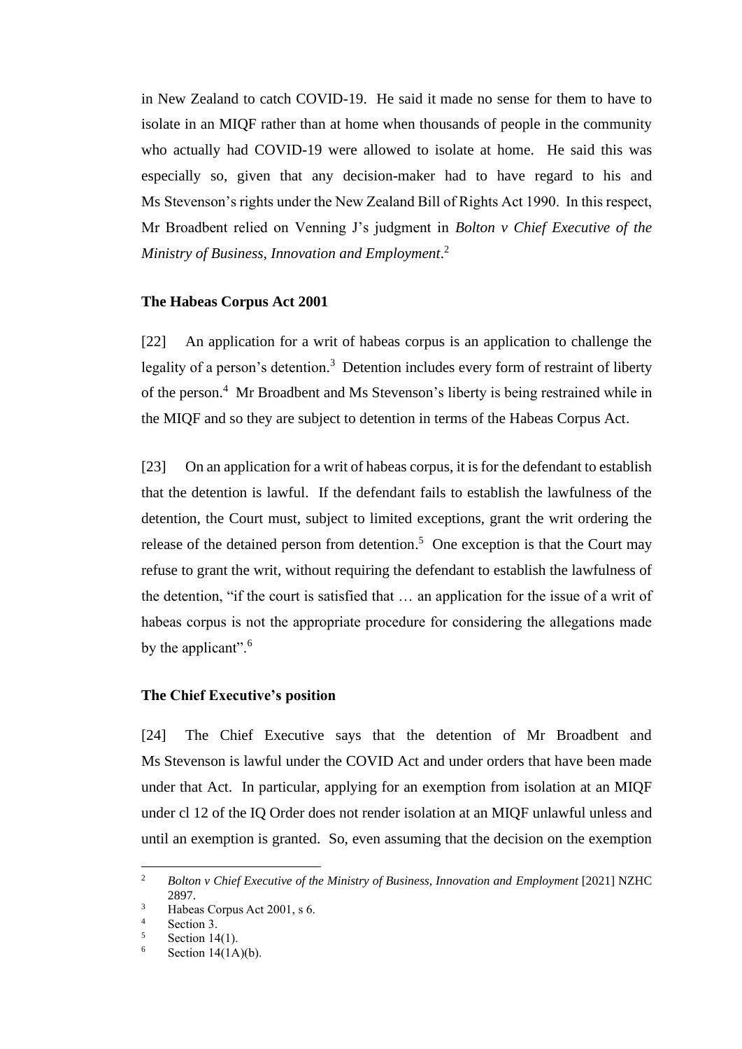in New Zealand to catch COVID-19. He said it made no sense for them to have to isolate in an MIQF rather than at home when thousands of people in the community who actually had COVID-19 were allowed to isolate at home. He said this was especially so, given that any decision-maker had to have regard to his and Ms Stevenson's rights under the New Zealand Bill of Rights Act 1990. In this respect, Mr Broadbent relied on Venning J's judgment in *Bolton v Chief Executive of the Ministry of Business, Innovation and Employment*.[2]

### The Habeas Corpus Act 2001

[22] An application for a writ of habeas corpus is an application to challenge the legality of a person's detention.[3] Detention includes every form of restraint of liberty of the person.[4] Mr Broadbent and Ms Stevenson's liberty is being restrained while in the MIQF and so they are subject to detention in terms of the Habeas Corpus Act.

[23] On an application for a writ of habeas corpus, it is for the defendant to establish that the detention is lawful. If the defendant fails to establish the lawfulness of the detention, the Court must, subject to limited exceptions, grant the writ ordering the release of the detained person from detention.[5] One exception is that the Court may refuse to grant the writ, without requiring the defendant to establish the lawfulness of the detention, "if the court is satisfied that … an application for the issue of a writ of habeas corpus is not the appropriate procedure for considering the allegations made by the applicant".[6]

### The Chief Executive's position

[24] The Chief Executive says that the detention of Mr Broadbent and Ms Stevenson is lawful under the COVID Act and under orders that have been made under that Act. In particular, applying for an exemption from isolation at an MIQF under cl 12 of the IQ Order does not render isolation at an MIQF unlawful unless and until an exemption is granted. So, even assuming that the decision on the exemption

---

[2] *Bolton v Chief Executive of the Ministry of Business, Innovation and Employment* [2021] NZHC 2897.

[3] Habeas Corpus Act 2001, s 6.

[4] Section 3.

[5] Section 14(1).

[6] Section 14(1A)(b).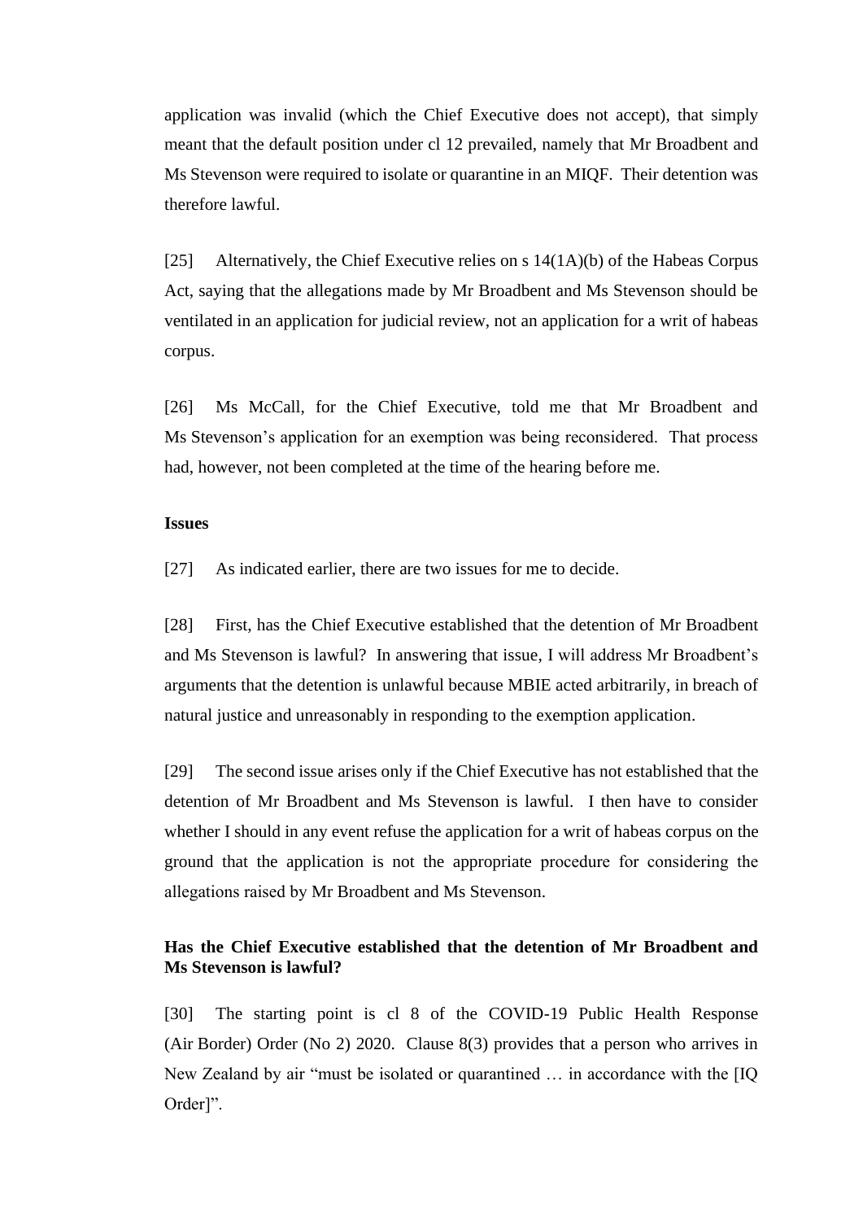application was invalid (which the Chief Executive does not accept), that simply meant that the default position under cl 12 prevailed, namely that Mr Broadbent and Ms Stevenson were required to isolate or quarantine in an MIQF. Their detention was therefore lawful.

[25] Alternatively, the Chief Executive relies on s 14(1A)(b) of the Habeas Corpus Act, saying that the allegations made by Mr Broadbent and Ms Stevenson should be ventilated in an application for judicial review, not an application for a writ of habeas corpus.

[26] Ms McCall, for the Chief Executive, told me that Mr Broadbent and Ms Stevenson's application for an exemption was being reconsidered. That process had, however, not been completed at the time of the hearing before me.

**Issues**

[27] As indicated earlier, there are two issues for me to decide.

[28] First, has the Chief Executive established that the detention of Mr Broadbent and Ms Stevenson is lawful? In answering that issue, I will address Mr Broadbent's arguments that the detention is unlawful because MBIE acted arbitrarily, in breach of natural justice and unreasonably in responding to the exemption application.

[29] The second issue arises only if the Chief Executive has not established that the detention of Mr Broadbent and Ms Stevenson is lawful. I then have to consider whether I should in any event refuse the application for a writ of habeas corpus on the ground that the application is not the appropriate procedure for considering the allegations raised by Mr Broadbent and Ms Stevenson.

**Has the Chief Executive established that the detention of Mr Broadbent and Ms Stevenson is lawful?**

[30] The starting point is cl 8 of the COVID-19 Public Health Response (Air Border) Order (No 2) 2020. Clause 8(3) provides that a person who arrives in New Zealand by air "must be isolated or quarantined … in accordance with the [IQ Order]".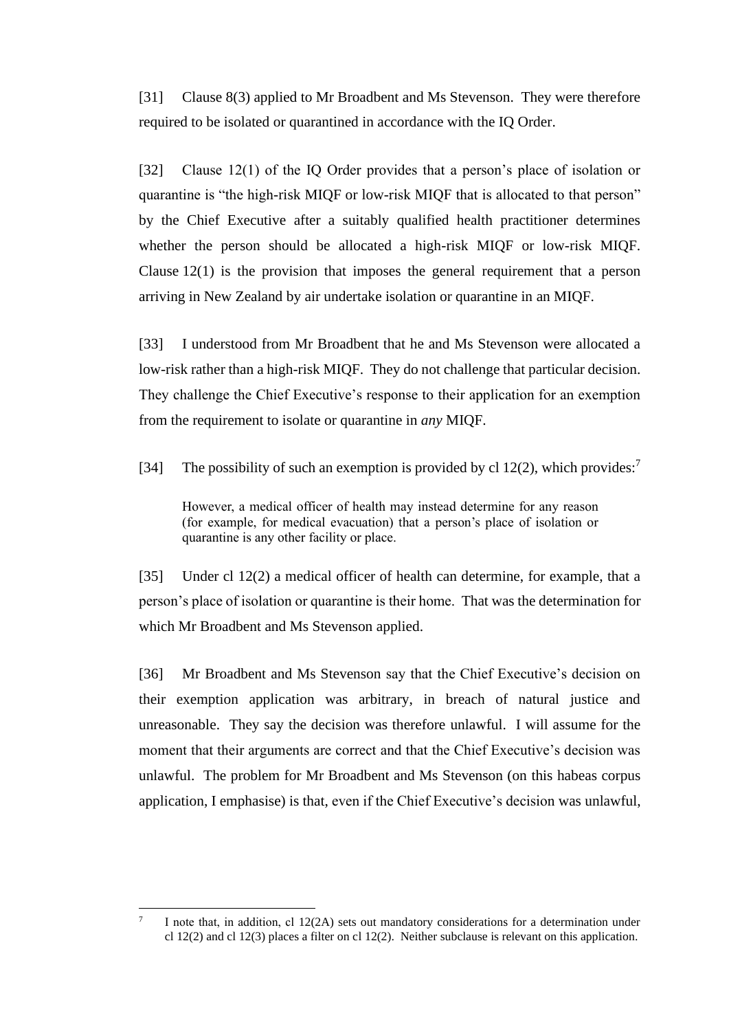[31] Clause 8(3) applied to Mr Broadbent and Ms Stevenson. They were therefore required to be isolated or quarantined in accordance with the IQ Order.

[32] Clause 12(1) of the IQ Order provides that a person's place of isolation or quarantine is "the high-risk MIQF or low-risk MIQF that is allocated to that person" by the Chief Executive after a suitably qualified health practitioner determines whether the person should be allocated a high-risk MIQF or low-risk MIQF. Clause 12(1) is the provision that imposes the general requirement that a person arriving in New Zealand by air undertake isolation or quarantine in an MIQF.

[33] I understood from Mr Broadbent that he and Ms Stevenson were allocated a low-risk rather than a high-risk MIQF. They do not challenge that particular decision. They challenge the Chief Executive's response to their application for an exemption from the requirement to isolate or quarantine in *any* MIQF.

[34] The possibility of such an exemption is provided by cl 12(2), which provides:[7]

> However, a medical officer of health may instead determine for any reason (for example, for medical evacuation) that a person's place of isolation or quarantine is any other facility or place.

[35] Under cl 12(2) a medical officer of health can determine, for example, that a person's place of isolation or quarantine is their home. That was the determination for which Mr Broadbent and Ms Stevenson applied.

[36] Mr Broadbent and Ms Stevenson say that the Chief Executive's decision on their exemption application was arbitrary, in breach of natural justice and unreasonable. They say the decision was therefore unlawful. I will assume for the moment that their arguments are correct and that the Chief Executive's decision was unlawful. The problem for Mr Broadbent and Ms Stevenson (on this habeas corpus application, I emphasise) is that, even if the Chief Executive's decision was unlawful,

---

[7] I note that, in addition, cl 12(2A) sets out mandatory considerations for a determination under cl 12(2) and cl 12(3) places a filter on cl 12(2). Neither subclause is relevant on this application.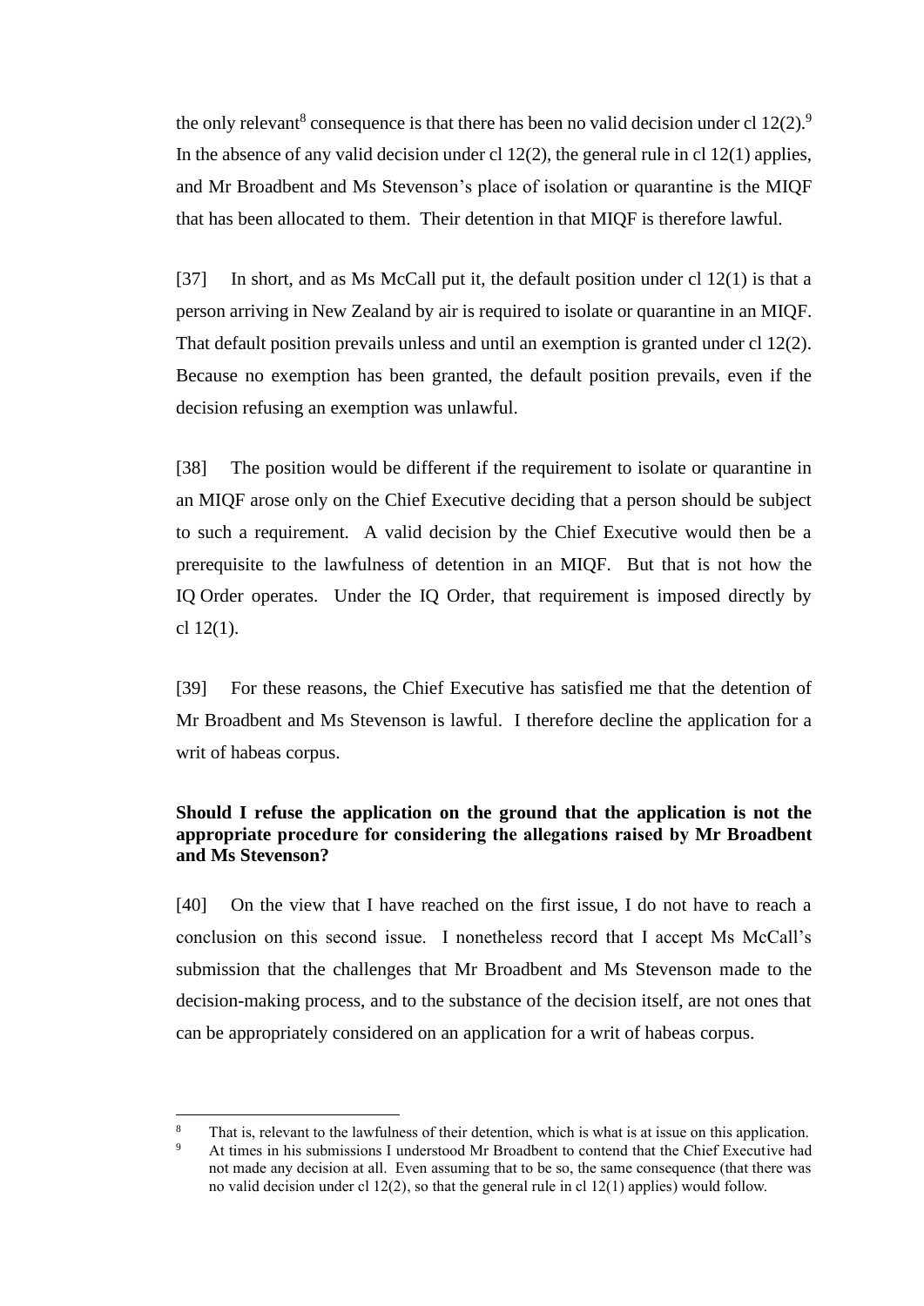the only relevant[8] consequence is that there has been no valid decision under cl 12(2).[9] In the absence of any valid decision under cl 12(2), the general rule in cl 12(1) applies, and Mr Broadbent and Ms Stevenson's place of isolation or quarantine is the MIQF that has been allocated to them. Their detention in that MIQF is therefore lawful.

[37] In short, and as Ms McCall put it, the default position under cl 12(1) is that a person arriving in New Zealand by air is required to isolate or quarantine in an MIQF. That default position prevails unless and until an exemption is granted under cl 12(2). Because no exemption has been granted, the default position prevails, even if the decision refusing an exemption was unlawful.

[38] The position would be different if the requirement to isolate or quarantine in an MIQF arose only on the Chief Executive deciding that a person should be subject to such a requirement. A valid decision by the Chief Executive would then be a prerequisite to the lawfulness of detention in an MIQF. But that is not how the IQ Order operates. Under the IQ Order, that requirement is imposed directly by cl 12(1).

[39] For these reasons, the Chief Executive has satisfied me that the detention of Mr Broadbent and Ms Stevenson is lawful. I therefore decline the application for a writ of habeas corpus.

**Should I refuse the application on the ground that the application is not the appropriate procedure for considering the allegations raised by Mr Broadbent and Ms Stevenson?**

[40] On the view that I have reached on the first issue, I do not have to reach a conclusion on this second issue. I nonetheless record that I accept Ms McCall's submission that the challenges that Mr Broadbent and Ms Stevenson made to the decision-making process, and to the substance of the decision itself, are not ones that can be appropriately considered on an application for a writ of habeas corpus.

---

[8] That is, relevant to the lawfulness of their detention, which is what is at issue on this application.

[9] At times in his submissions I understood Mr Broadbent to contend that the Chief Executive had not made any decision at all. Even assuming that to be so, the same consequence (that there was no valid decision under cl 12(2), so that the general rule in cl 12(1) applies) would follow.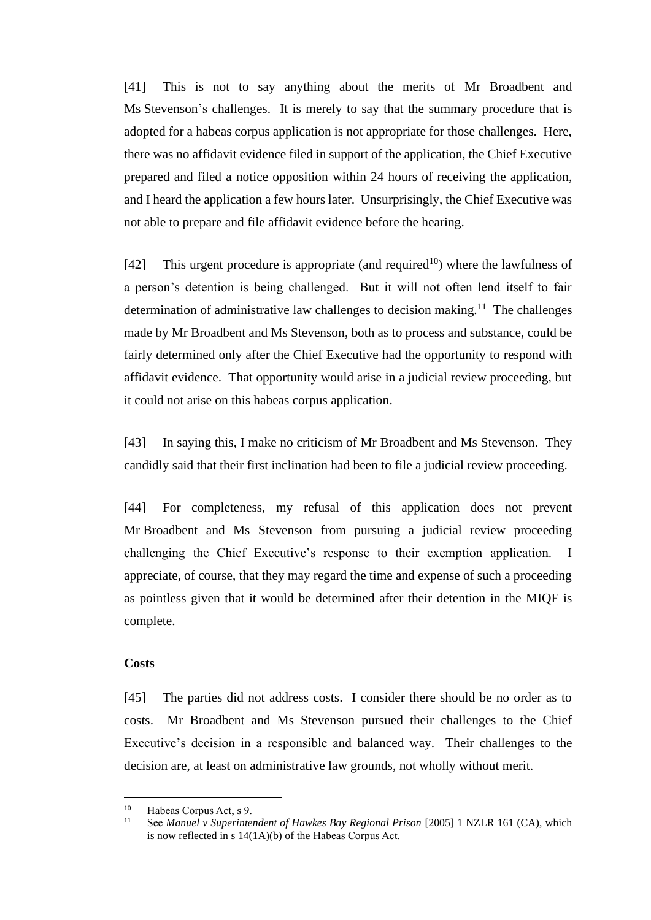[41] This is not to say anything about the merits of Mr Broadbent and Ms Stevenson's challenges. It is merely to say that the summary procedure that is adopted for a habeas corpus application is not appropriate for those challenges. Here, there was no affidavit evidence filed in support of the application, the Chief Executive prepared and filed a notice opposition within 24 hours of receiving the application, and I heard the application a few hours later. Unsurprisingly, the Chief Executive was not able to prepare and file affidavit evidence before the hearing.

[42] This urgent procedure is appropriate (and required[10]) where the lawfulness of a person's detention is being challenged. But it will not often lend itself to fair determination of administrative law challenges to decision making.[11] The challenges made by Mr Broadbent and Ms Stevenson, both as to process and substance, could be fairly determined only after the Chief Executive had the opportunity to respond with affidavit evidence. That opportunity would arise in a judicial review proceeding, but it could not arise on this habeas corpus application.

[43] In saying this, I make no criticism of Mr Broadbent and Ms Stevenson. They candidly said that their first inclination had been to file a judicial review proceeding.

[44] For completeness, my refusal of this application does not prevent Mr Broadbent and Ms Stevenson from pursuing a judicial review proceeding challenging the Chief Executive's response to their exemption application. I appreciate, of course, that they may regard the time and expense of such a proceeding as pointless given that it would be determined after their detention in the MIQF is complete.

**Costs**

[45] The parties did not address costs. I consider there should be no order as to costs. Mr Broadbent and Ms Stevenson pursued their challenges to the Chief Executive's decision in a responsible and balanced way. Their challenges to the decision are, at least on administrative law grounds, not wholly without merit.

---

[10] Habeas Corpus Act, s 9.

[11] See *Manuel v Superintendent of Hawkes Bay Regional Prison* [2005] 1 NZLR 161 (CA), which is now reflected in s 14(1A)(b) of the Habeas Corpus Act.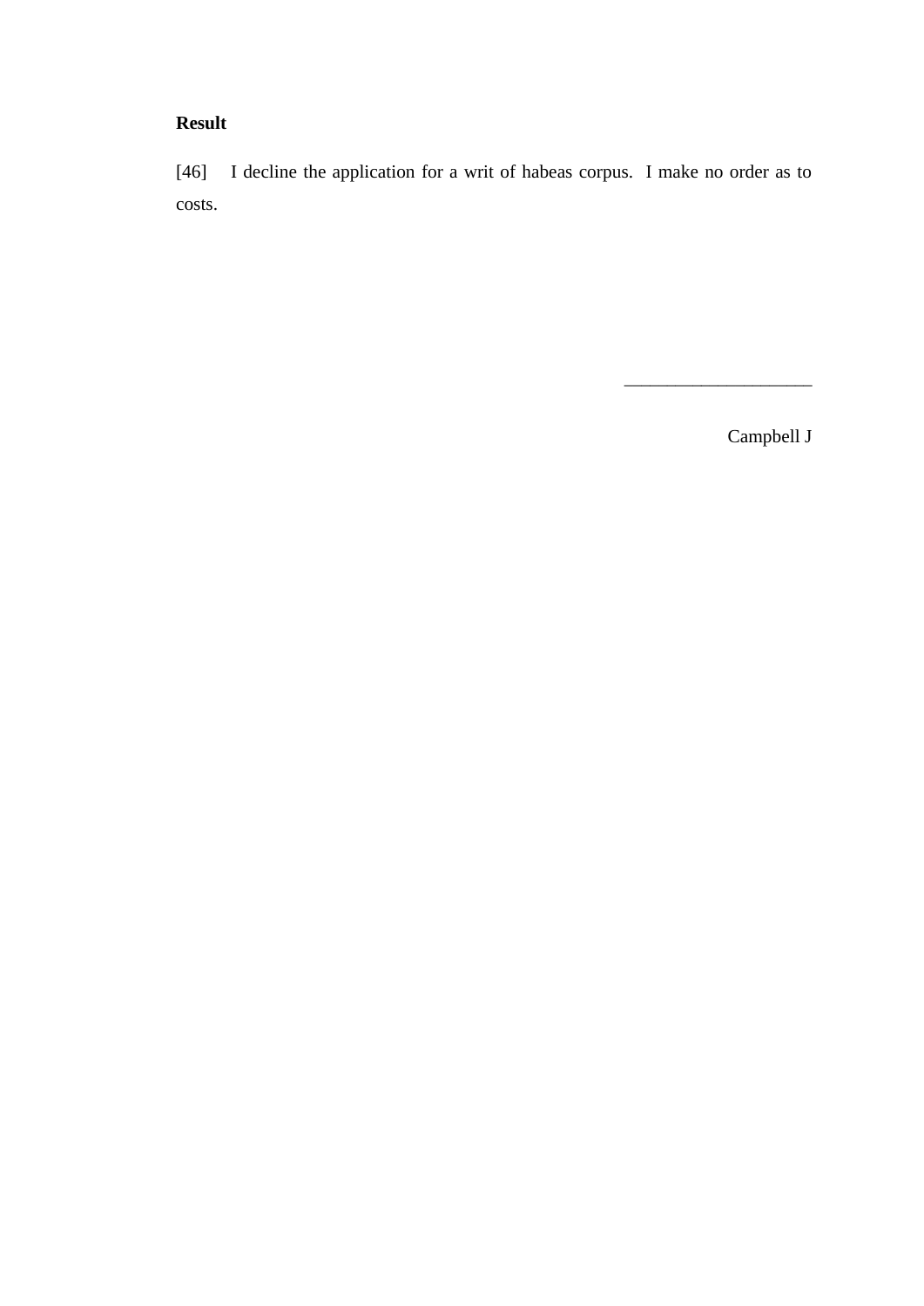**Result**

[46] I decline the application for a writ of habeas corpus. I make no order as to costs.

____________________

Campbell J